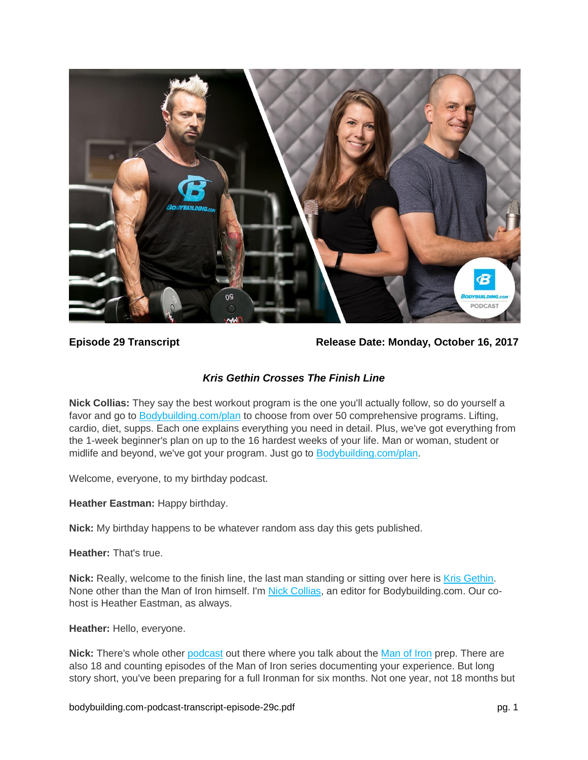**Episode 29 Transcript** **Release Date: Monday, October 16, 2017**

### ***Kris Gethin Crosses The Finish Line***

**Nick Collias:** They say the best workout program is the one you'll actually follow, so do yourself a favor and go to Bodybuilding.com/plan to choose from over 50 comprehensive programs. Lifting, cardio, diet, supps. Each one explains everything you need in detail. Plus, we've got everything from the 1-week beginner's plan on up to the 16 hardest weeks of your life. Man or woman, student or midlife and beyond, we've got your program. Just go to Bodybuilding.com/plan.

Welcome, everyone, to my birthday podcast.

**Heather Eastman:** Happy birthday.

**Nick:** My birthday happens to be whatever random ass day this gets published.

**Heather:** That's true.

**Nick:** Really, welcome to the finish line, the last man standing or sitting over here is Kris Gethin. None other than the Man of Iron himself. I'm Nick Collias, an editor for Bodybuilding.com. Our co-host is Heather Eastman, as always.

**Heather:** Hello, everyone.

**Nick:** There's whole other podcast out there where you talk about the Man of Iron prep. There are also 18 and counting episodes of the Man of Iron series documenting your experience. But long story short, you've been preparing for a full Ironman for six months. Not one year, not 18 months but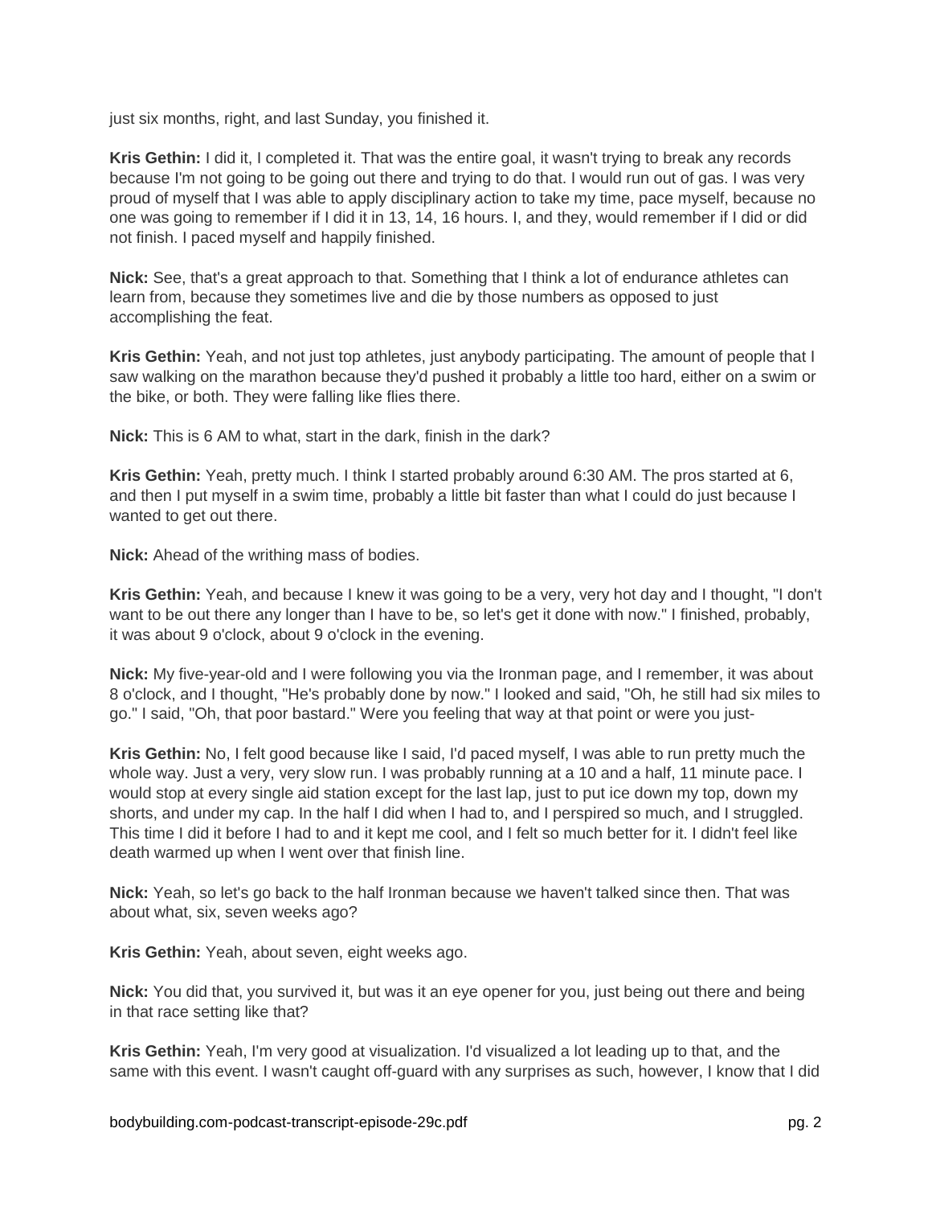just six months, right, and last Sunday, you finished it.

**Kris Gethin:** I did it, I completed it. That was the entire goal, it wasn't trying to break any records because I'm not going to be going out there and trying to do that. I would run out of gas. I was very proud of myself that I was able to apply disciplinary action to take my time, pace myself, because no one was going to remember if I did it in 13, 14, 16 hours. I, and they, would remember if I did or did not finish. I paced myself and happily finished.

**Nick:** See, that's a great approach to that. Something that I think a lot of endurance athletes can learn from, because they sometimes live and die by those numbers as opposed to just accomplishing the feat.

**Kris Gethin:** Yeah, and not just top athletes, just anybody participating. The amount of people that I saw walking on the marathon because they'd pushed it probably a little too hard, either on a swim or the bike, or both. They were falling like flies there.

**Nick:** This is 6 AM to what, start in the dark, finish in the dark?

**Kris Gethin:** Yeah, pretty much. I think I started probably around 6:30 AM. The pros started at 6, and then I put myself in a swim time, probably a little bit faster than what I could do just because I wanted to get out there.

**Nick:** Ahead of the writhing mass of bodies.

**Kris Gethin:** Yeah, and because I knew it was going to be a very, very hot day and I thought, "I don't want to be out there any longer than I have to be, so let's get it done with now." I finished, probably, it was about 9 o'clock, about 9 o'clock in the evening.

**Nick:** My five-year-old and I were following you via the Ironman page, and I remember, it was about 8 o'clock, and I thought, "He's probably done by now." I looked and said, "Oh, he still had six miles to go." I said, "Oh, that poor bastard." Were you feeling that way at that point or were you just-

**Kris Gethin:** No, I felt good because like I said, I'd paced myself, I was able to run pretty much the whole way. Just a very, very slow run. I was probably running at a 10 and a half, 11 minute pace. I would stop at every single aid station except for the last lap, just to put ice down my top, down my shorts, and under my cap. In the half I did when I had to, and I perspired so much, and I struggled. This time I did it before I had to and it kept me cool, and I felt so much better for it. I didn't feel like death warmed up when I went over that finish line.

**Nick:** Yeah, so let's go back to the half Ironman because we haven't talked since then. That was about what, six, seven weeks ago?

**Kris Gethin:** Yeah, about seven, eight weeks ago.

**Nick:** You did that, you survived it, but was it an eye opener for you, just being out there and being in that race setting like that?

**Kris Gethin:** Yeah, I'm very good at visualization. I'd visualized a lot leading up to that, and the same with this event. I wasn't caught off-guard with any surprises as such, however, I know that I did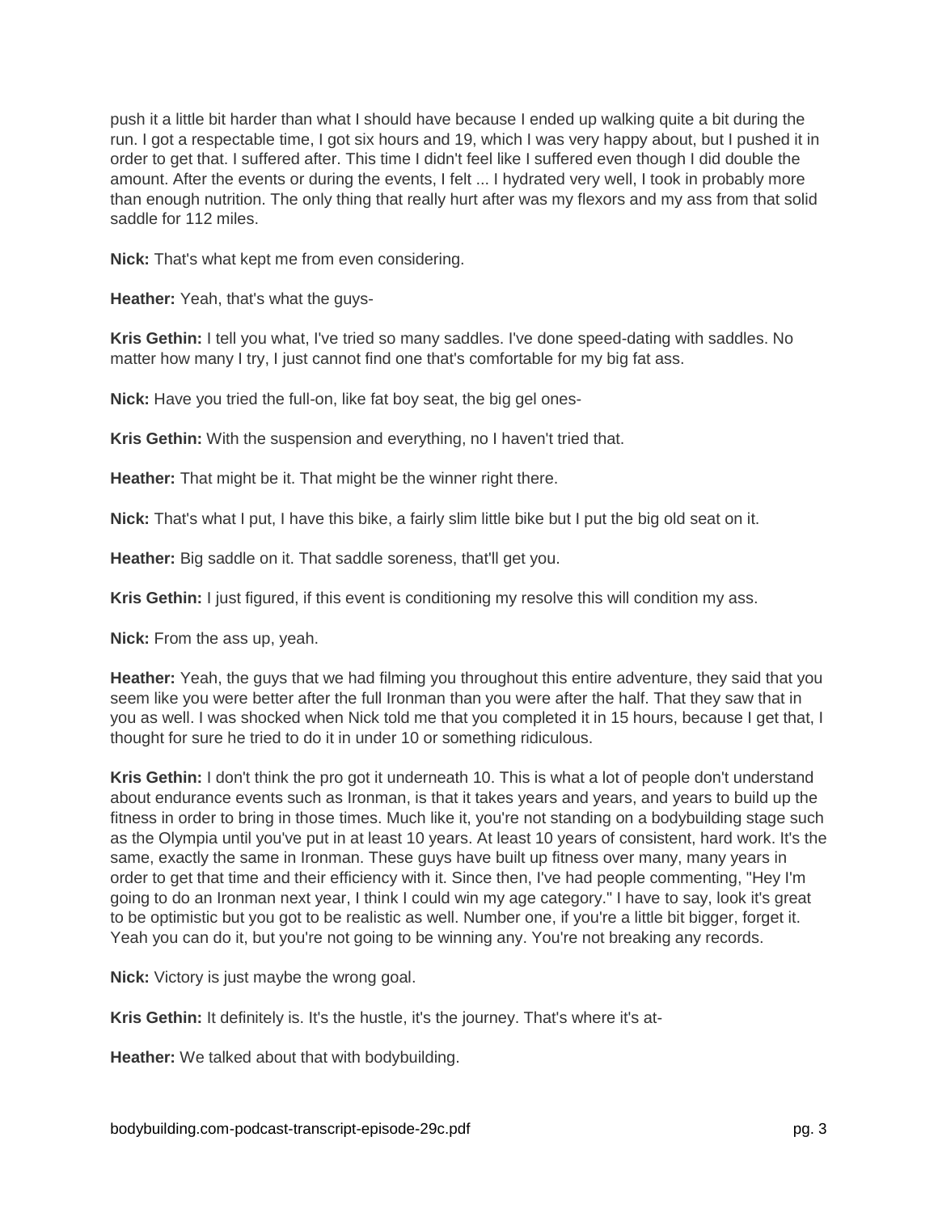push it a little bit harder than what I should have because I ended up walking quite a bit during the run. I got a respectable time, I got six hours and 19, which I was very happy about, but I pushed it in order to get that. I suffered after. This time I didn't feel like I suffered even though I did double the amount. After the events or during the events, I felt ... I hydrated very well, I took in probably more than enough nutrition. The only thing that really hurt after was my flexors and my ass from that solid saddle for 112 miles.

**Nick:** That's what kept me from even considering.

**Heather:** Yeah, that's what the guys-

**Kris Gethin:** I tell you what, I've tried so many saddles. I've done speed-dating with saddles. No matter how many I try, I just cannot find one that's comfortable for my big fat ass.

**Nick:** Have you tried the full-on, like fat boy seat, the big gel ones-

**Kris Gethin:** With the suspension and everything, no I haven't tried that.

**Heather:** That might be it. That might be the winner right there.

**Nick:** That's what I put, I have this bike, a fairly slim little bike but I put the big old seat on it.

**Heather:** Big saddle on it. That saddle soreness, that'll get you.

**Kris Gethin:** I just figured, if this event is conditioning my resolve this will condition my ass.

**Nick:** From the ass up, yeah.

**Heather:** Yeah, the guys that we had filming you throughout this entire adventure, they said that you seem like you were better after the full Ironman than you were after the half. That they saw that in you as well. I was shocked when Nick told me that you completed it in 15 hours, because I get that, I thought for sure he tried to do it in under 10 or something ridiculous.

**Kris Gethin:** I don't think the pro got it underneath 10. This is what a lot of people don't understand about endurance events such as Ironman, is that it takes years and years, and years to build up the fitness in order to bring in those times. Much like it, you're not standing on a bodybuilding stage such as the Olympia until you've put in at least 10 years. At least 10 years of consistent, hard work. It's the same, exactly the same in Ironman. These guys have built up fitness over many, many years in order to get that time and their efficiency with it. Since then, I've had people commenting, "Hey I'm going to do an Ironman next year, I think I could win my age category." I have to say, look it's great to be optimistic but you got to be realistic as well. Number one, if you're a little bit bigger, forget it. Yeah you can do it, but you're not going to be winning any. You're not breaking any records.

**Nick:** Victory is just maybe the wrong goal.

**Kris Gethin:** It definitely is. It's the hustle, it's the journey. That's where it's at-

**Heather:** We talked about that with bodybuilding.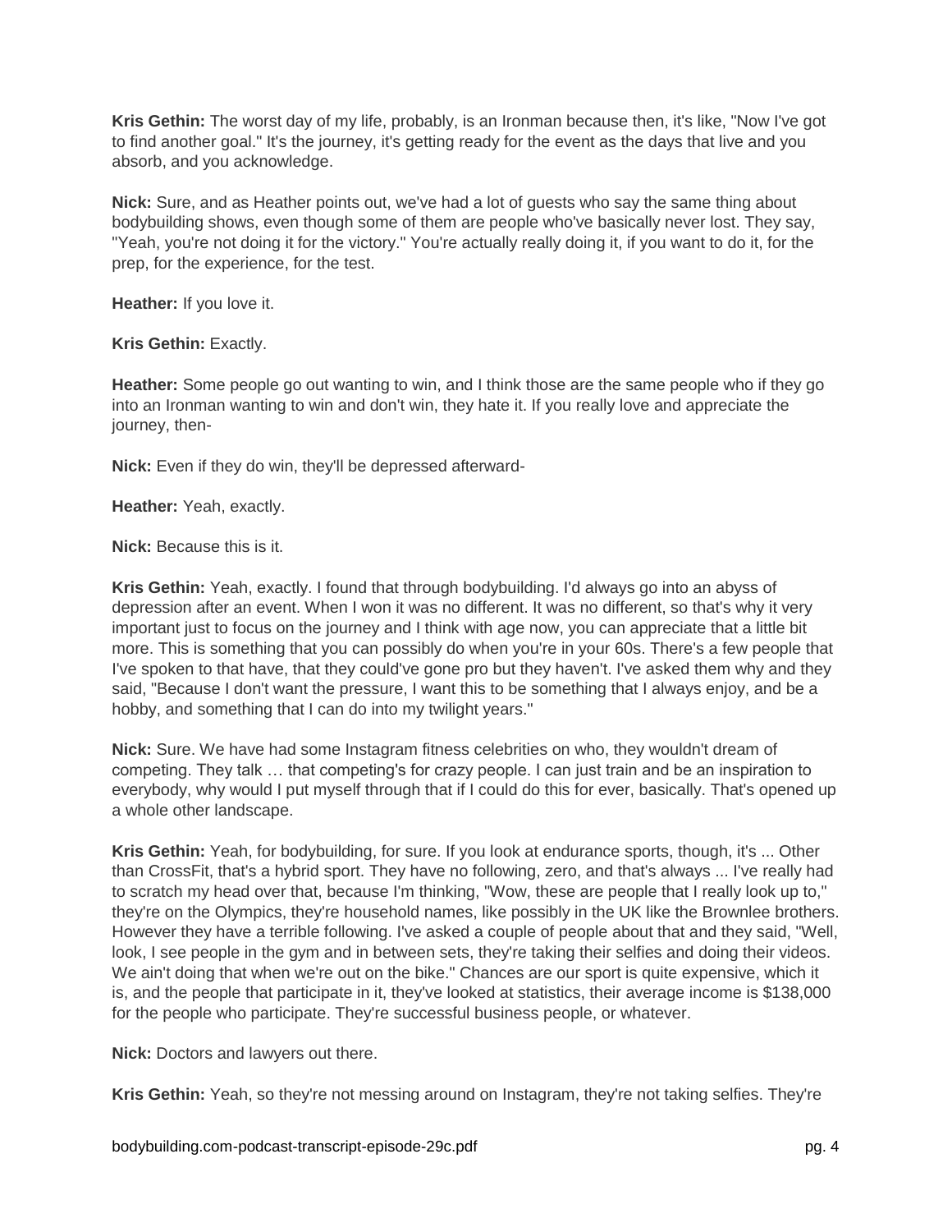**Kris Gethin:** The worst day of my life, probably, is an Ironman because then, it's like, "Now I've got to find another goal." It's the journey, it's getting ready for the event as the days that live and you absorb, and you acknowledge.

**Nick:** Sure, and as Heather points out, we've had a lot of guests who say the same thing about bodybuilding shows, even though some of them are people who've basically never lost. They say, "Yeah, you're not doing it for the victory." You're actually really doing it, if you want to do it, for the prep, for the experience, for the test.

**Heather:** If you love it.

**Kris Gethin:** Exactly.

**Heather:** Some people go out wanting to win, and I think those are the same people who if they go into an Ironman wanting to win and don't win, they hate it. If you really love and appreciate the journey, then-

**Nick:** Even if they do win, they'll be depressed afterward-

**Heather:** Yeah, exactly.

**Nick:** Because this is it.

**Kris Gethin:** Yeah, exactly. I found that through bodybuilding. I'd always go into an abyss of depression after an event. When I won it was no different. It was no different, so that's why it very important just to focus on the journey and I think with age now, you can appreciate that a little bit more. This is something that you can possibly do when you're in your 60s. There's a few people that I've spoken to that have, that they could've gone pro but they haven't. I've asked them why and they said, "Because I don't want the pressure, I want this to be something that I always enjoy, and be a hobby, and something that I can do into my twilight years."

**Nick:** Sure. We have had some Instagram fitness celebrities on who, they wouldn't dream of competing. They talk … that competing's for crazy people. I can just train and be an inspiration to everybody, why would I put myself through that if I could do this for ever, basically. That's opened up a whole other landscape.

**Kris Gethin:** Yeah, for bodybuilding, for sure. If you look at endurance sports, though, it's ... Other than CrossFit, that's a hybrid sport. They have no following, zero, and that's always ... I've really had to scratch my head over that, because I'm thinking, "Wow, these are people that I really look up to," they're on the Olympics, they're household names, like possibly in the UK like the Brownlee brothers. However they have a terrible following. I've asked a couple of people about that and they said, "Well, look, I see people in the gym and in between sets, they're taking their selfies and doing their videos. We ain't doing that when we're out on the bike." Chances are our sport is quite expensive, which it is, and the people that participate in it, they've looked at statistics, their average income is $138,000 for the people who participate. They're successful business people, or whatever.

**Nick:** Doctors and lawyers out there.

**Kris Gethin:** Yeah, so they're not messing around on Instagram, they're not taking selfies. They're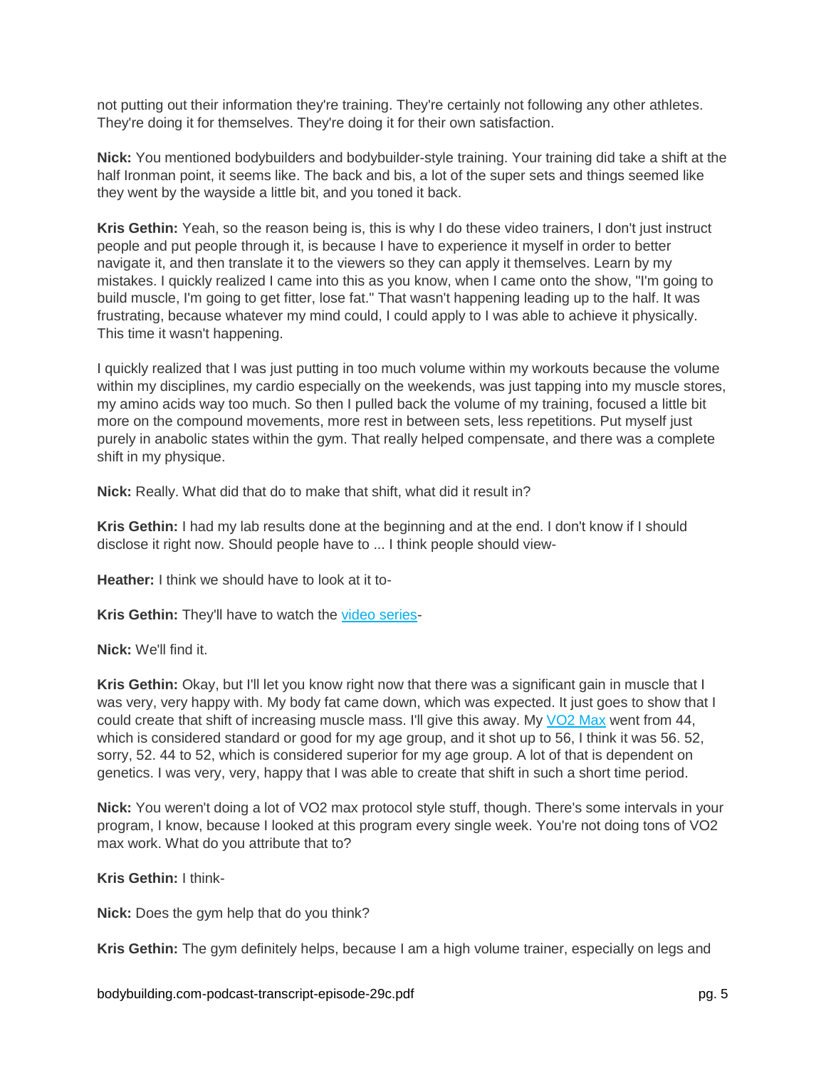not putting out their information they're training. They're certainly not following any other athletes. They're doing it for themselves. They're doing it for their own satisfaction.

**Nick:** You mentioned bodybuilders and bodybuilder-style training. Your training did take a shift at the half Ironman point, it seems like. The back and bis, a lot of the super sets and things seemed like they went by the wayside a little bit, and you toned it back.

**Kris Gethin:** Yeah, so the reason being is, this is why I do these video trainers, I don't just instruct people and put people through it, is because I have to experience it myself in order to better navigate it, and then translate it to the viewers so they can apply it themselves. Learn by my mistakes. I quickly realized I came into this as you know, when I came onto the show, "I'm going to build muscle, I'm going to get fitter, lose fat." That wasn't happening leading up to the half. It was frustrating, because whatever my mind could, I could apply to I was able to achieve it physically. This time it wasn't happening.

I quickly realized that I was just putting in too much volume within my workouts because the volume within my disciplines, my cardio especially on the weekends, was just tapping into my muscle stores, my amino acids way too much. So then I pulled back the volume of my training, focused a little bit more on the compound movements, more rest in between sets, less repetitions. Put myself just purely in anabolic states within the gym. That really helped compensate, and there was a complete shift in my physique.

**Nick:** Really. What did that do to make that shift, what did it result in?

**Kris Gethin:** I had my lab results done at the beginning and at the end. I don't know if I should disclose it right now. Should people have to ... I think people should view-

**Heather:** I think we should have to look at it to-

**Kris Gethin:** They'll have to watch the [video series](video series)-

**Nick:** We'll find it.

**Kris Gethin:** Okay, but I'll let you know right now that there was a significant gain in muscle that I was very, very happy with. My body fat came down, which was expected. It just goes to show that I could create that shift of increasing muscle mass. I'll give this away. My [VO2 Max](VO2 Max) went from 44, which is considered standard or good for my age group, and it shot up to 56, I think it was 56. 52, sorry, 52. 44 to 52, which is considered superior for my age group. A lot of that is dependent on genetics. I was very, very, happy that I was able to create that shift in such a short time period.

**Nick:** You weren't doing a lot of VO2 max protocol style stuff, though. There's some intervals in your program, I know, because I looked at this program every single week. You're not doing tons of VO2 max work. What do you attribute that to?

**Kris Gethin:** I think-

**Nick:** Does the gym help that do you think?

**Kris Gethin:** The gym definitely helps, because I am a high volume trainer, especially on legs and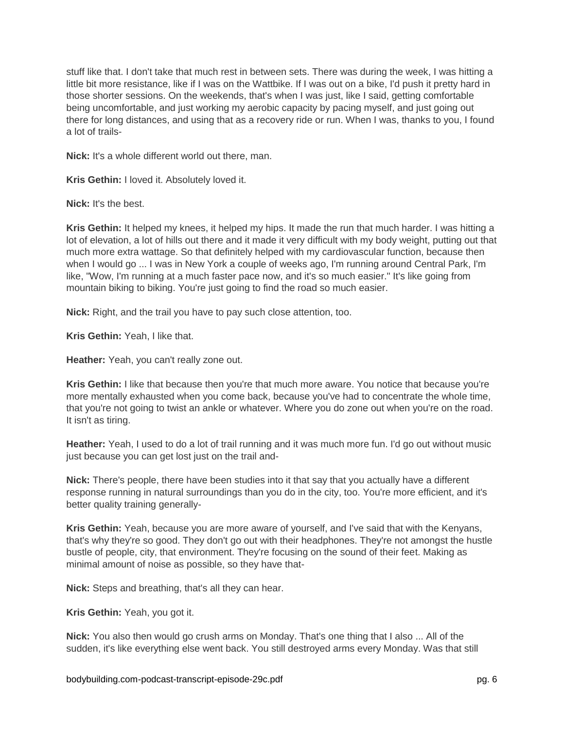stuff like that. I don't take that much rest in between sets. There was during the week, I was hitting a little bit more resistance, like if I was on the Wattbike. If I was out on a bike, I'd push it pretty hard in those shorter sessions. On the weekends, that's when I was just, like I said, getting comfortable being uncomfortable, and just working my aerobic capacity by pacing myself, and just going out there for long distances, and using that as a recovery ride or run. When I was, thanks to you, I found a lot of trails-

**Nick:** It's a whole different world out there, man.

**Kris Gethin:** I loved it. Absolutely loved it.

**Nick:** It's the best.

**Kris Gethin:** It helped my knees, it helped my hips. It made the run that much harder. I was hitting a lot of elevation, a lot of hills out there and it made it very difficult with my body weight, putting out that much more extra wattage. So that definitely helped with my cardiovascular function, because then when I would go ... I was in New York a couple of weeks ago, I'm running around Central Park, I'm like, "Wow, I'm running at a much faster pace now, and it's so much easier." It's like going from mountain biking to biking. You're just going to find the road so much easier.

**Nick:** Right, and the trail you have to pay such close attention, too.

**Kris Gethin:** Yeah, I like that.

**Heather:** Yeah, you can't really zone out.

**Kris Gethin:** I like that because then you're that much more aware. You notice that because you're more mentally exhausted when you come back, because you've had to concentrate the whole time, that you're not going to twist an ankle or whatever. Where you do zone out when you're on the road. It isn't as tiring.

**Heather:** Yeah, I used to do a lot of trail running and it was much more fun. I'd go out without music just because you can get lost just on the trail and-

**Nick:** There's people, there have been studies into it that say that you actually have a different response running in natural surroundings than you do in the city, too. You're more efficient, and it's better quality training generally-

**Kris Gethin:** Yeah, because you are more aware of yourself, and I've said that with the Kenyans, that's why they're so good. They don't go out with their headphones. They're not amongst the hustle bustle of people, city, that environment. They're focusing on the sound of their feet. Making as minimal amount of noise as possible, so they have that-

**Nick:** Steps and breathing, that's all they can hear.

**Kris Gethin:** Yeah, you got it.

**Nick:** You also then would go crush arms on Monday. That's one thing that I also ... All of the sudden, it's like everything else went back. You still destroyed arms every Monday. Was that still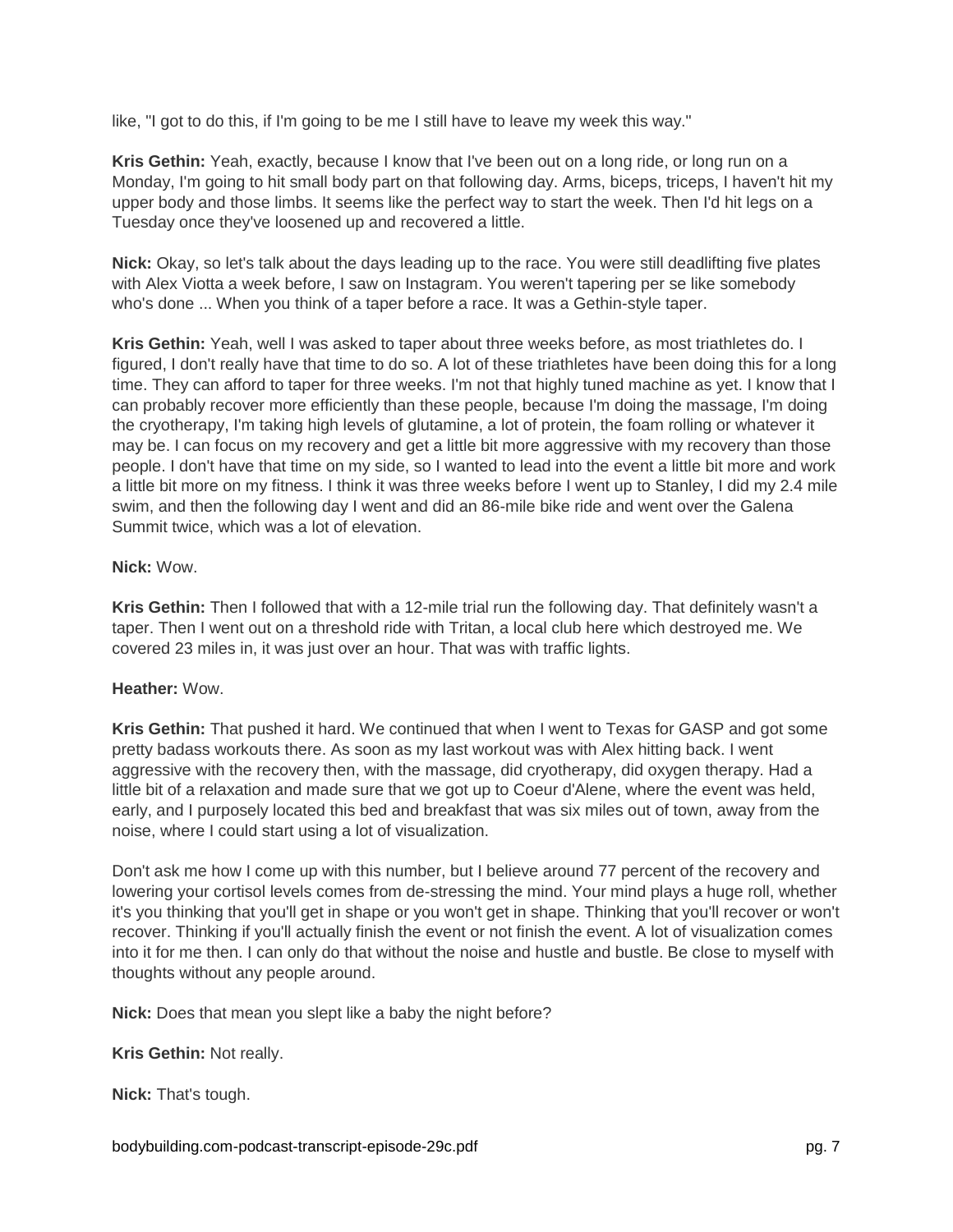like, "I got to do this, if I'm going to be me I still have to leave my week this way."

**Kris Gethin:** Yeah, exactly, because I know that I've been out on a long ride, or long run on a Monday, I'm going to hit small body part on that following day. Arms, biceps, triceps, I haven't hit my upper body and those limbs. It seems like the perfect way to start the week. Then I'd hit legs on a Tuesday once they've loosened up and recovered a little.

**Nick:** Okay, so let's talk about the days leading up to the race. You were still deadlifting five plates with Alex Viotta a week before, I saw on Instagram. You weren't tapering per se like somebody who's done ... When you think of a taper before a race. It was a Gethin-style taper.

**Kris Gethin:** Yeah, well I was asked to taper about three weeks before, as most triathletes do. I figured, I don't really have that time to do so. A lot of these triathletes have been doing this for a long time. They can afford to taper for three weeks. I'm not that highly tuned machine as yet. I know that I can probably recover more efficiently than these people, because I'm doing the massage, I'm doing the cryotherapy, I'm taking high levels of glutamine, a lot of protein, the foam rolling or whatever it may be. I can focus on my recovery and get a little bit more aggressive with my recovery than those people. I don't have that time on my side, so I wanted to lead into the event a little bit more and work a little bit more on my fitness. I think it was three weeks before I went up to Stanley, I did my 2.4 mile swim, and then the following day I went and did an 86-mile bike ride and went over the Galena Summit twice, which was a lot of elevation.

**Nick:** Wow.

**Kris Gethin:** Then I followed that with a 12-mile trial run the following day. That definitely wasn't a taper. Then I went out on a threshold ride with Tritan, a local club here which destroyed me. We covered 23 miles in, it was just over an hour. That was with traffic lights.

**Heather:** Wow.

**Kris Gethin:** That pushed it hard. We continued that when I went to Texas for GASP and got some pretty badass workouts there. As soon as my last workout was with Alex hitting back. I went aggressive with the recovery then, with the massage, did cryotherapy, did oxygen therapy. Had a little bit of a relaxation and made sure that we got up to Coeur d'Alene, where the event was held, early, and I purposely located this bed and breakfast that was six miles out of town, away from the noise, where I could start using a lot of visualization.

Don't ask me how I come up with this number, but I believe around 77 percent of the recovery and lowering your cortisol levels comes from de-stressing the mind. Your mind plays a huge roll, whether it's you thinking that you'll get in shape or you won't get in shape. Thinking that you'll recover or won't recover. Thinking if you'll actually finish the event or not finish the event. A lot of visualization comes into it for me then. I can only do that without the noise and hustle and bustle. Be close to myself with thoughts without any people around.

**Nick:** Does that mean you slept like a baby the night before?

**Kris Gethin:** Not really.

**Nick:** That's tough.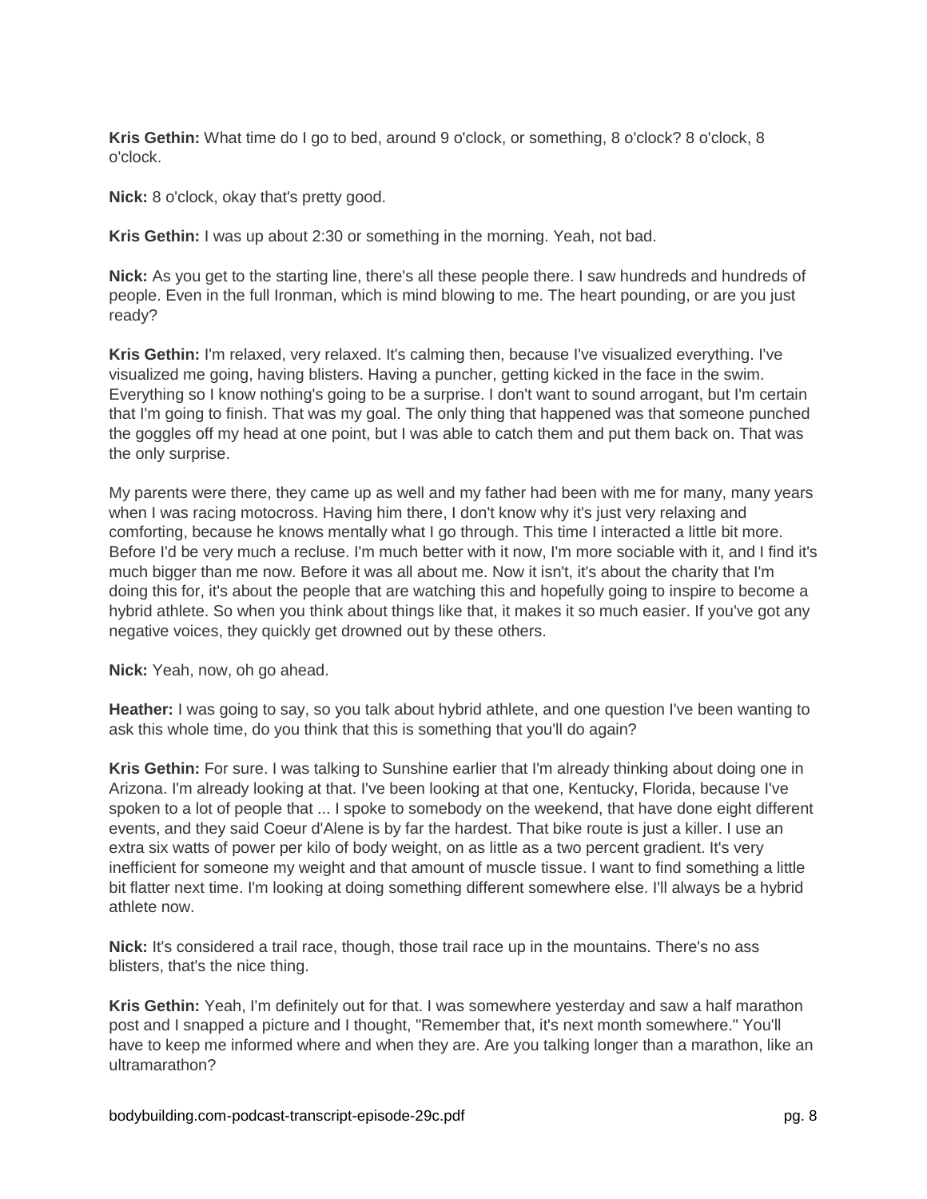**Kris Gethin:** What time do I go to bed, around 9 o'clock, or something, 8 o'clock? 8 o'clock, 8 o'clock.

**Nick:** 8 o'clock, okay that's pretty good.

**Kris Gethin:** I was up about 2:30 or something in the morning. Yeah, not bad.

**Nick:** As you get to the starting line, there's all these people there. I saw hundreds and hundreds of people. Even in the full Ironman, which is mind blowing to me. The heart pounding, or are you just ready?

**Kris Gethin:** I'm relaxed, very relaxed. It's calming then, because I've visualized everything. I've visualized me going, having blisters. Having a puncher, getting kicked in the face in the swim. Everything so I know nothing's going to be a surprise. I don't want to sound arrogant, but I'm certain that I'm going to finish. That was my goal. The only thing that happened was that someone punched the goggles off my head at one point, but I was able to catch them and put them back on. That was the only surprise.

My parents were there, they came up as well and my father had been with me for many, many years when I was racing motocross. Having him there, I don't know why it's just very relaxing and comforting, because he knows mentally what I go through. This time I interacted a little bit more. Before I'd be very much a recluse. I'm much better with it now, I'm more sociable with it, and I find it's much bigger than me now. Before it was all about me. Now it isn't, it's about the charity that I'm doing this for, it's about the people that are watching this and hopefully going to inspire to become a hybrid athlete. So when you think about things like that, it makes it so much easier. If you've got any negative voices, they quickly get drowned out by these others.

**Nick:** Yeah, now, oh go ahead.

**Heather:** I was going to say, so you talk about hybrid athlete, and one question I've been wanting to ask this whole time, do you think that this is something that you'll do again?

**Kris Gethin:** For sure. I was talking to Sunshine earlier that I'm already thinking about doing one in Arizona. I'm already looking at that. I've been looking at that one, Kentucky, Florida, because I've spoken to a lot of people that ... I spoke to somebody on the weekend, that have done eight different events, and they said Coeur d'Alene is by far the hardest. That bike route is just a killer. I use an extra six watts of power per kilo of body weight, on as little as a two percent gradient. It's very inefficient for someone my weight and that amount of muscle tissue. I want to find something a little bit flatter next time. I'm looking at doing something different somewhere else. I'll always be a hybrid athlete now.

**Nick:** It's considered a trail race, though, those trail race up in the mountains. There's no ass blisters, that's the nice thing.

**Kris Gethin:** Yeah, I'm definitely out for that. I was somewhere yesterday and saw a half marathon post and I snapped a picture and I thought, "Remember that, it's next month somewhere." You'll have to keep me informed where and when they are. Are you talking longer than a marathon, like an ultramarathon?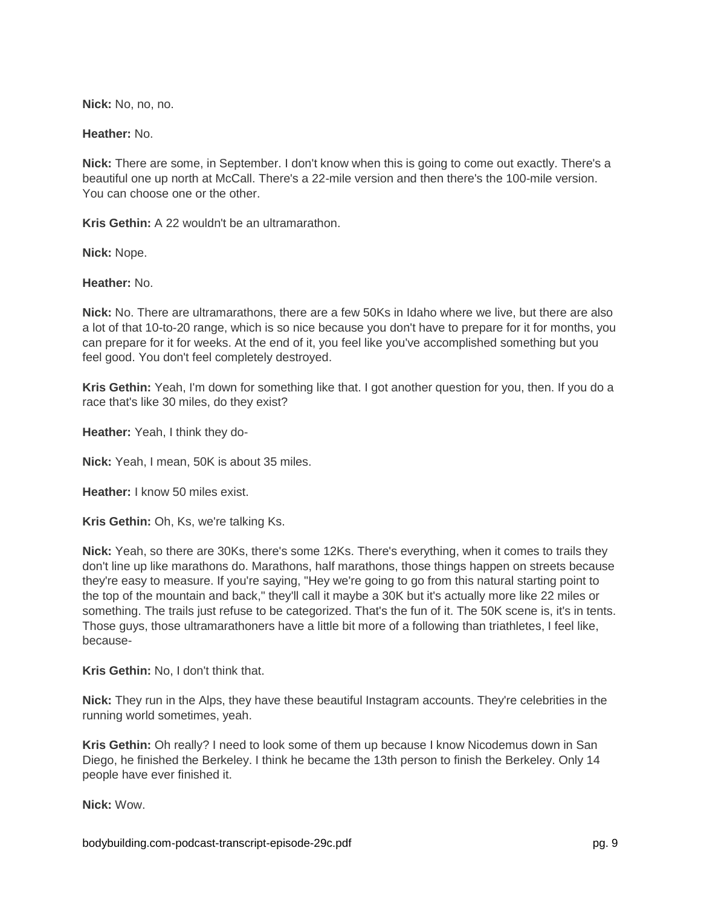**Nick:** No, no, no.

**Heather:** No.

**Nick:** There are some, in September. I don't know when this is going to come out exactly. There's a beautiful one up north at McCall. There's a 22-mile version and then there's the 100-mile version. You can choose one or the other.

**Kris Gethin:** A 22 wouldn't be an ultramarathon.

**Nick:** Nope.

**Heather:** No.

**Nick:** No. There are ultramarathons, there are a few 50Ks in Idaho where we live, but there are also a lot of that 10-to-20 range, which is so nice because you don't have to prepare for it for months, you can prepare for it for weeks. At the end of it, you feel like you've accomplished something but you feel good. You don't feel completely destroyed.

**Kris Gethin:** Yeah, I'm down for something like that. I got another question for you, then. If you do a race that's like 30 miles, do they exist?

**Heather:** Yeah, I think they do-

**Nick:** Yeah, I mean, 50K is about 35 miles.

**Heather:** I know 50 miles exist.

**Kris Gethin:** Oh, Ks, we're talking Ks.

**Nick:** Yeah, so there are 30Ks, there's some 12Ks. There's everything, when it comes to trails they don't line up like marathons do. Marathons, half marathons, those things happen on streets because they're easy to measure. If you're saying, "Hey we're going to go from this natural starting point to the top of the mountain and back," they'll call it maybe a 30K but it's actually more like 22 miles or something. The trails just refuse to be categorized. That's the fun of it. The 50K scene is, it's in tents. Those guys, those ultramarathoners have a little bit more of a following than triathletes, I feel like, because-

**Kris Gethin:** No, I don't think that.

**Nick:** They run in the Alps, they have these beautiful Instagram accounts. They're celebrities in the running world sometimes, yeah.

**Kris Gethin:** Oh really? I need to look some of them up because I know Nicodemus down in San Diego, he finished the Berkeley. I think he became the 13th person to finish the Berkeley. Only 14 people have ever finished it.

**Nick:** Wow.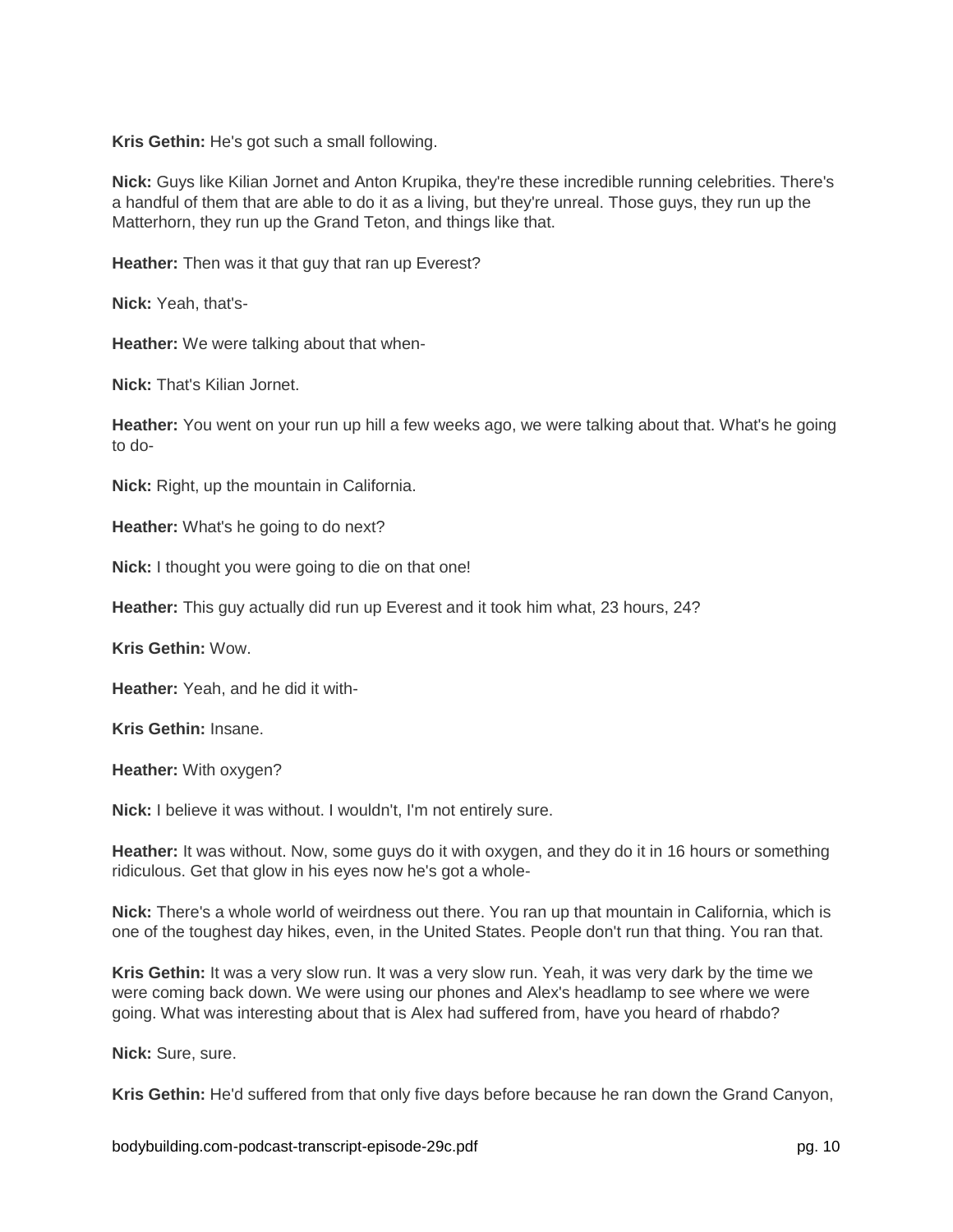**Kris Gethin:** He's got such a small following.

**Nick:** Guys like Kilian Jornet and Anton Krupika, they're these incredible running celebrities. There's a handful of them that are able to do it as a living, but they're unreal. Those guys, they run up the Matterhorn, they run up the Grand Teton, and things like that.

**Heather:** Then was it that guy that ran up Everest?

**Nick:** Yeah, that's-

**Heather:** We were talking about that when-

**Nick:** That's Kilian Jornet.

**Heather:** You went on your run up hill a few weeks ago, we were talking about that. What's he going to do-

**Nick:** Right, up the mountain in California.

**Heather:** What's he going to do next?

**Nick:** I thought you were going to die on that one!

**Heather:** This guy actually did run up Everest and it took him what, 23 hours, 24?

**Kris Gethin:** Wow.

**Heather:** Yeah, and he did it with-

**Kris Gethin:** Insane.

**Heather:** With oxygen?

**Nick:** I believe it was without. I wouldn't, I'm not entirely sure.

**Heather:** It was without. Now, some guys do it with oxygen, and they do it in 16 hours or something ridiculous. Get that glow in his eyes now he's got a whole-

**Nick:** There's a whole world of weirdness out there. You ran up that mountain in California, which is one of the toughest day hikes, even, in the United States. People don't run that thing. You ran that.

**Kris Gethin:** It was a very slow run. It was a very slow run. Yeah, it was very dark by the time we were coming back down. We were using our phones and Alex's headlamp to see where we were going. What was interesting about that is Alex had suffered from, have you heard of rhabdo?

**Nick:** Sure, sure.

**Kris Gethin:** He'd suffered from that only five days before because he ran down the Grand Canyon,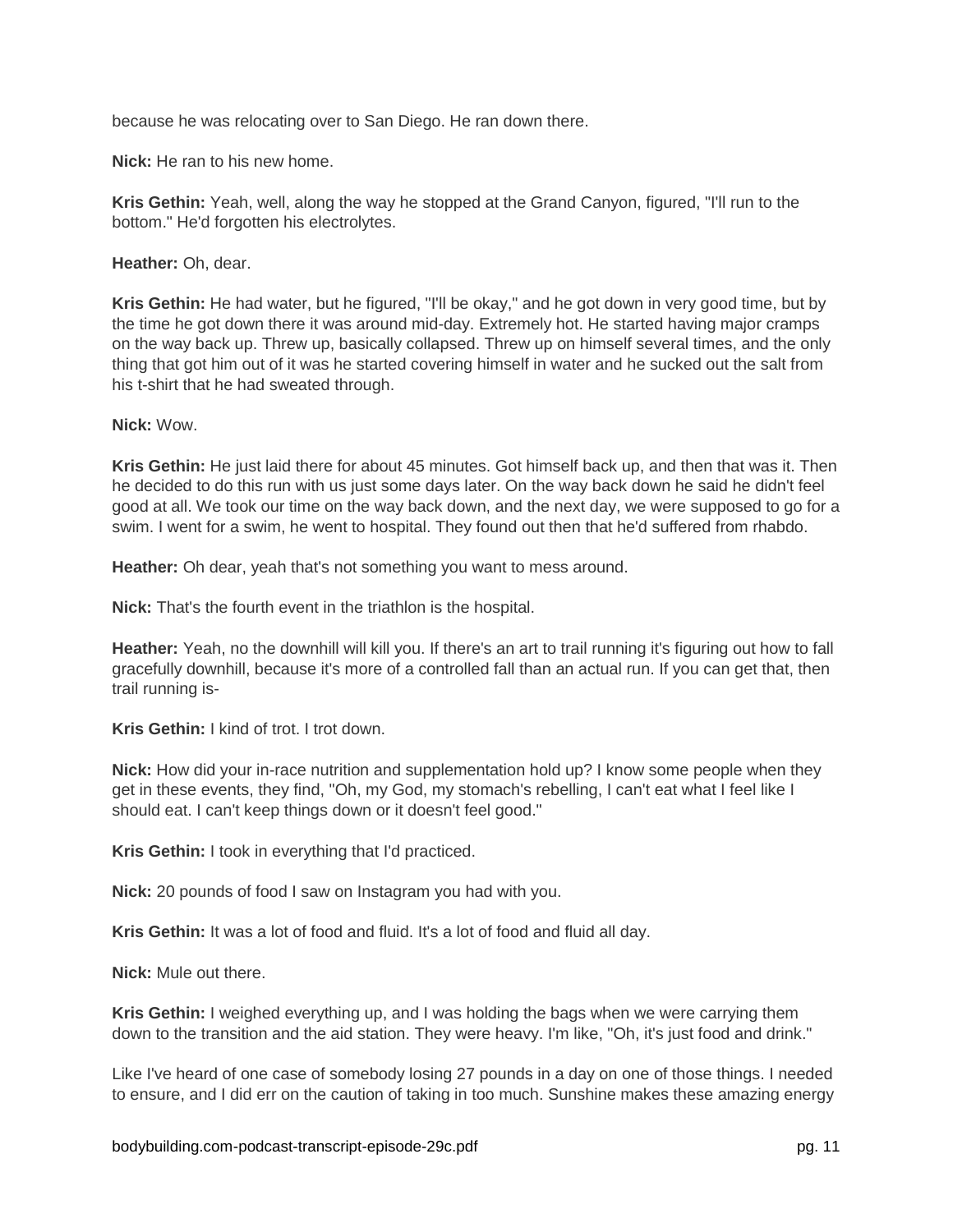because he was relocating over to San Diego. He ran down there.

**Nick:** He ran to his new home.

**Kris Gethin:** Yeah, well, along the way he stopped at the Grand Canyon, figured, "I'll run to the bottom." He'd forgotten his electrolytes.

**Heather:** Oh, dear.

**Kris Gethin:** He had water, but he figured, "I'll be okay," and he got down in very good time, but by the time he got down there it was around mid-day. Extremely hot. He started having major cramps on the way back up. Threw up, basically collapsed. Threw up on himself several times, and the only thing that got him out of it was he started covering himself in water and he sucked out the salt from his t-shirt that he had sweated through.

**Nick:** Wow.

**Kris Gethin:** He just laid there for about 45 minutes. Got himself back up, and then that was it. Then he decided to do this run with us just some days later. On the way back down he said he didn't feel good at all. We took our time on the way back down, and the next day, we were supposed to go for a swim. I went for a swim, he went to hospital. They found out then that he'd suffered from rhabdo.

**Heather:** Oh dear, yeah that's not something you want to mess around.

**Nick:** That's the fourth event in the triathlon is the hospital.

**Heather:** Yeah, no the downhill will kill you. If there's an art to trail running it's figuring out how to fall gracefully downhill, because it's more of a controlled fall than an actual run. If you can get that, then trail running is-

**Kris Gethin:** I kind of trot. I trot down.

**Nick:** How did your in-race nutrition and supplementation hold up? I know some people when they get in these events, they find, "Oh, my God, my stomach's rebelling, I can't eat what I feel like I should eat. I can't keep things down or it doesn't feel good."

**Kris Gethin:** I took in everything that I'd practiced.

**Nick:** 20 pounds of food I saw on Instagram you had with you.

**Kris Gethin:** It was a lot of food and fluid. It's a lot of food and fluid all day.

**Nick:** Mule out there.

**Kris Gethin:** I weighed everything up, and I was holding the bags when we were carrying them down to the transition and the aid station. They were heavy. I'm like, "Oh, it's just food and drink."

Like I've heard of one case of somebody losing 27 pounds in a day on one of those things. I needed to ensure, and I did err on the caution of taking in too much. Sunshine makes these amazing energy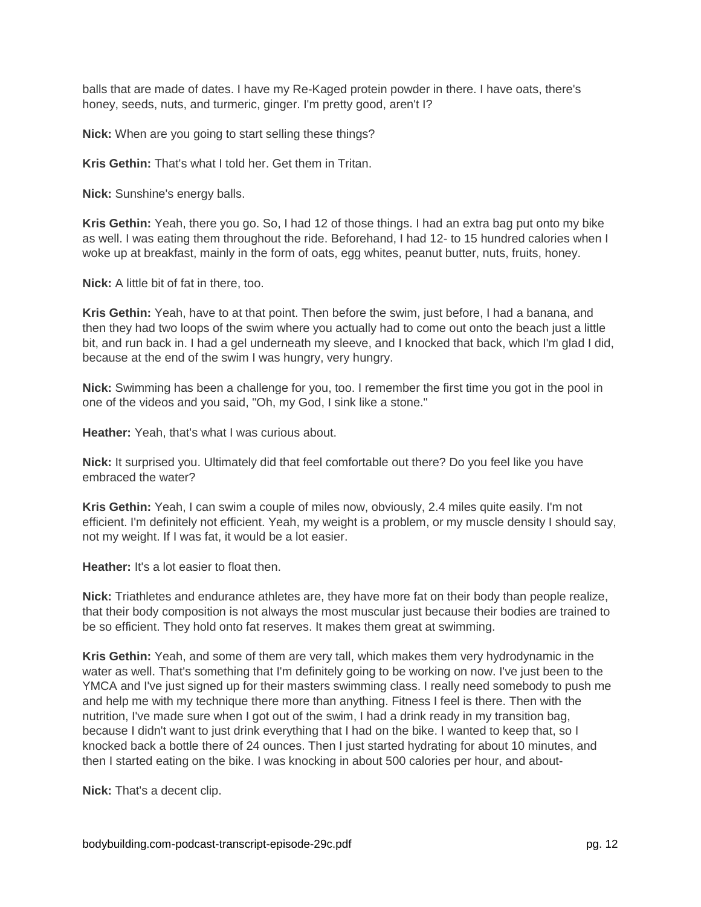balls that are made of dates. I have my Re-Kaged protein powder in there. I have oats, there's honey, seeds, nuts, and turmeric, ginger. I'm pretty good, aren't I?

**Nick:** When are you going to start selling these things?

**Kris Gethin:** That's what I told her. Get them in Tritan.

**Nick:** Sunshine's energy balls.

**Kris Gethin:** Yeah, there you go. So, I had 12 of those things. I had an extra bag put onto my bike as well. I was eating them throughout the ride. Beforehand, I had 12- to 15 hundred calories when I woke up at breakfast, mainly in the form of oats, egg whites, peanut butter, nuts, fruits, honey.

**Nick:** A little bit of fat in there, too.

**Kris Gethin:** Yeah, have to at that point. Then before the swim, just before, I had a banana, and then they had two loops of the swim where you actually had to come out onto the beach just a little bit, and run back in. I had a gel underneath my sleeve, and I knocked that back, which I'm glad I did, because at the end of the swim I was hungry, very hungry.

**Nick:** Swimming has been a challenge for you, too. I remember the first time you got in the pool in one of the videos and you said, "Oh, my God, I sink like a stone."

**Heather:** Yeah, that's what I was curious about.

**Nick:** It surprised you. Ultimately did that feel comfortable out there? Do you feel like you have embraced the water?

**Kris Gethin:** Yeah, I can swim a couple of miles now, obviously, 2.4 miles quite easily. I'm not efficient. I'm definitely not efficient. Yeah, my weight is a problem, or my muscle density I should say, not my weight. If I was fat, it would be a lot easier.

**Heather:** It's a lot easier to float then.

**Nick:** Triathletes and endurance athletes are, they have more fat on their body than people realize, that their body composition is not always the most muscular just because their bodies are trained to be so efficient. They hold onto fat reserves. It makes them great at swimming.

**Kris Gethin:** Yeah, and some of them are very tall, which makes them very hydrodynamic in the water as well. That's something that I'm definitely going to be working on now. I've just been to the YMCA and I've just signed up for their masters swimming class. I really need somebody to push me and help me with my technique there more than anything. Fitness I feel is there. Then with the nutrition, I've made sure when I got out of the swim, I had a drink ready in my transition bag, because I didn't want to just drink everything that I had on the bike. I wanted to keep that, so I knocked back a bottle there of 24 ounces. Then I just started hydrating for about 10 minutes, and then I started eating on the bike. I was knocking in about 500 calories per hour, and about-

**Nick:** That's a decent clip.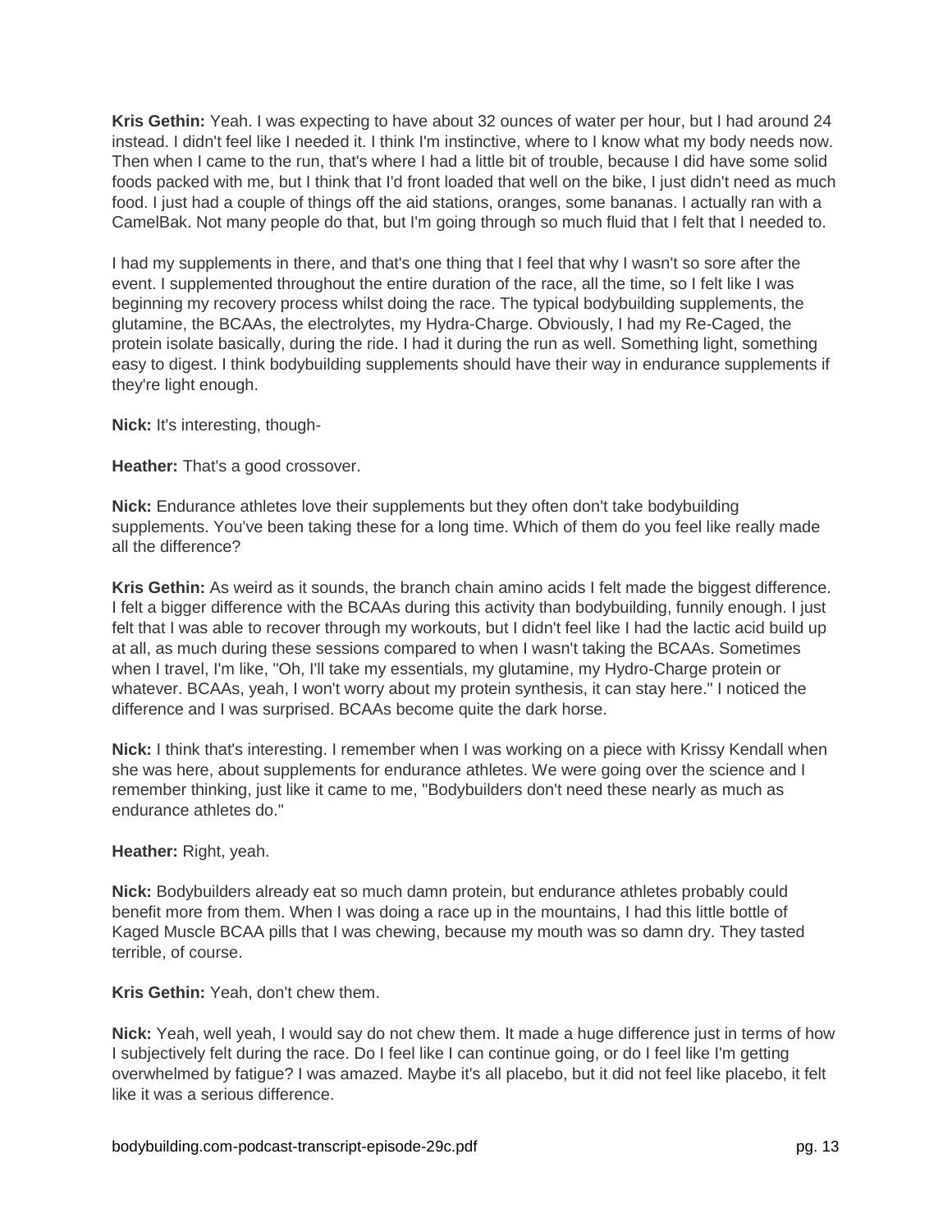**Kris Gethin:** Yeah. I was expecting to have about 32 ounces of water per hour, but I had around 24 instead. I didn't feel like I needed it. I think I'm instinctive, where to I know what my body needs now. Then when I came to the run, that's where I had a little bit of trouble, because I did have some solid foods packed with me, but I think that I'd front loaded that well on the bike, I just didn't need as much food. I just had a couple of things off the aid stations, oranges, some bananas. I actually ran with a CamelBak. Not many people do that, but I'm going through so much fluid that I felt that I needed to.

I had my supplements in there, and that's one thing that I feel that why I wasn't so sore after the event. I supplemented throughout the entire duration of the race, all the time, so I felt like I was beginning my recovery process whilst doing the race. The typical bodybuilding supplements, the glutamine, the BCAAs, the electrolytes, my Hydra-Charge. Obviously, I had my Re-Caged, the protein isolate basically, during the ride. I had it during the run as well. Something light, something easy to digest. I think bodybuilding supplements should have their way in endurance supplements if they're light enough.

**Nick:** It's interesting, though-

**Heather:** That's a good crossover.

**Nick:** Endurance athletes love their supplements but they often don't take bodybuilding supplements. You've been taking these for a long time. Which of them do you feel like really made all the difference?

**Kris Gethin:** As weird as it sounds, the branch chain amino acids I felt made the biggest difference. I felt a bigger difference with the BCAAs during this activity than bodybuilding, funnily enough. I just felt that I was able to recover through my workouts, but I didn't feel like I had the lactic acid build up at all, as much during these sessions compared to when I wasn't taking the BCAAs. Sometimes when I travel, I'm like, "Oh, I'll take my essentials, my glutamine, my Hydro-Charge protein or whatever. BCAAs, yeah, I won't worry about my protein synthesis, it can stay here." I noticed the difference and I was surprised. BCAAs become quite the dark horse.

**Nick:** I think that's interesting. I remember when I was working on a piece with Krissy Kendall when she was here, about supplements for endurance athletes. We were going over the science and I remember thinking, just like it came to me, "Bodybuilders don't need these nearly as much as endurance athletes do."

**Heather:** Right, yeah.

**Nick:** Bodybuilders already eat so much damn protein, but endurance athletes probably could benefit more from them. When I was doing a race up in the mountains, I had this little bottle of Kaged Muscle BCAA pills that I was chewing, because my mouth was so damn dry. They tasted terrible, of course.

**Kris Gethin:** Yeah, don't chew them.

**Nick:** Yeah, well yeah, I would say do not chew them. It made a huge difference just in terms of how I subjectively felt during the race. Do I feel like I can continue going, or do I feel like I'm getting overwhelmed by fatigue? I was amazed. Maybe it's all placebo, but it did not feel like placebo, it felt like it was a serious difference.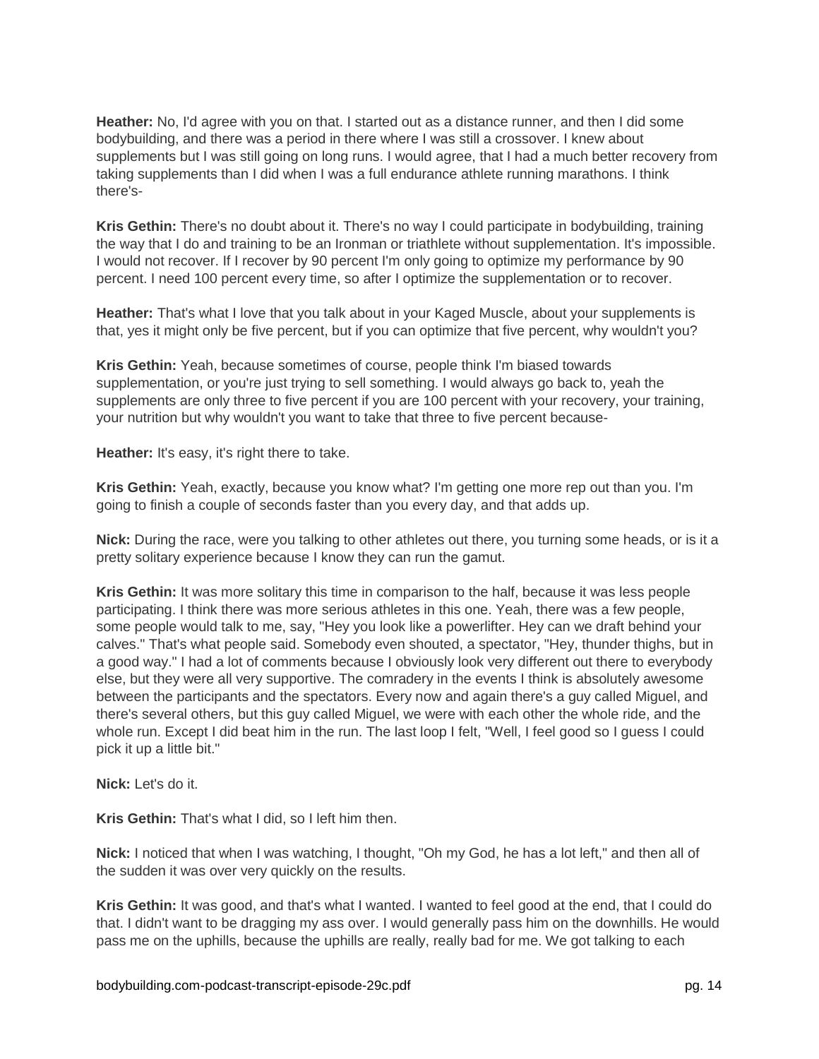**Heather:** No, I'd agree with you on that. I started out as a distance runner, and then I did some bodybuilding, and there was a period in there where I was still a crossover. I knew about supplements but I was still going on long runs. I would agree, that I had a much better recovery from taking supplements than I did when I was a full endurance athlete running marathons. I think there's-

**Kris Gethin:** There's no doubt about it. There's no way I could participate in bodybuilding, training the way that I do and training to be an Ironman or triathlete without supplementation. It's impossible. I would not recover. If I recover by 90 percent I'm only going to optimize my performance by 90 percent. I need 100 percent every time, so after I optimize the supplementation or to recover.

**Heather:** That's what I love that you talk about in your Kaged Muscle, about your supplements is that, yes it might only be five percent, but if you can optimize that five percent, why wouldn't you?

**Kris Gethin:** Yeah, because sometimes of course, people think I'm biased towards supplementation, or you're just trying to sell something. I would always go back to, yeah the supplements are only three to five percent if you are 100 percent with your recovery, your training, your nutrition but why wouldn't you want to take that three to five percent because-

**Heather:** It's easy, it's right there to take.

**Kris Gethin:** Yeah, exactly, because you know what? I'm getting one more rep out than you. I'm going to finish a couple of seconds faster than you every day, and that adds up.

**Nick:** During the race, were you talking to other athletes out there, you turning some heads, or is it a pretty solitary experience because I know they can run the gamut.

**Kris Gethin:** It was more solitary this time in comparison to the half, because it was less people participating. I think there was more serious athletes in this one. Yeah, there was a few people, some people would talk to me, say, "Hey you look like a powerlifter. Hey can we draft behind your calves." That's what people said. Somebody even shouted, a spectator, "Hey, thunder thighs, but in a good way." I had a lot of comments because I obviously look very different out there to everybody else, but they were all very supportive. The comradery in the events I think is absolutely awesome between the participants and the spectators. Every now and again there's a guy called Miguel, and there's several others, but this guy called Miguel, we were with each other the whole ride, and the whole run. Except I did beat him in the run. The last loop I felt, "Well, I feel good so I guess I could pick it up a little bit."

**Nick:** Let's do it.

**Kris Gethin:** That's what I did, so I left him then.

**Nick:** I noticed that when I was watching, I thought, "Oh my God, he has a lot left," and then all of the sudden it was over very quickly on the results.

**Kris Gethin:** It was good, and that's what I wanted. I wanted to feel good at the end, that I could do that. I didn't want to be dragging my ass over. I would generally pass him on the downhills. He would pass me on the uphills, because the uphills are really, really bad for me. We got talking to each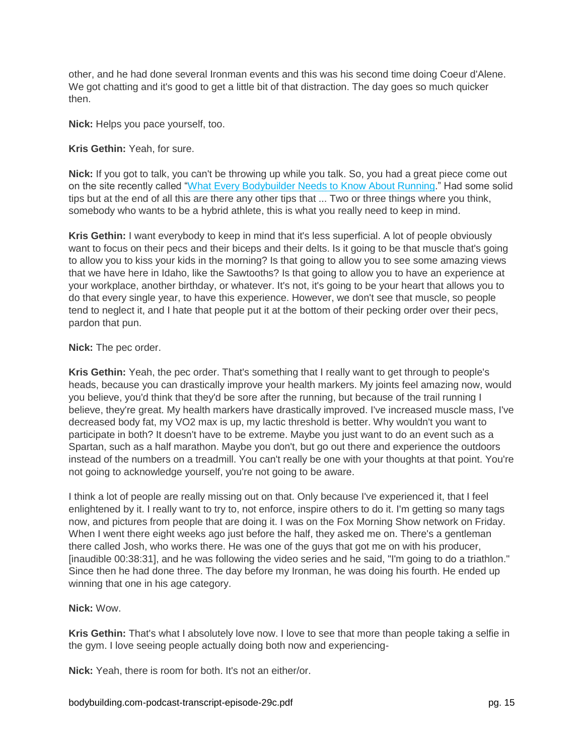other, and he had done several Ironman events and this was his second time doing Coeur d'Alene. We got chatting and it's good to get a little bit of that distraction. The day goes so much quicker then.

**Nick:** Helps you pace yourself, too.

**Kris Gethin:** Yeah, for sure.

**Nick:** If you got to talk, you can't be throwing up while you talk. So, you had a great piece come out on the site recently called "What Every Bodybuilder Needs to Know About Running." Had some solid tips but at the end of all this are there any other tips that ... Two or three things where you think, somebody who wants to be a hybrid athlete, this is what you really need to keep in mind.

**Kris Gethin:** I want everybody to keep in mind that it's less superficial. A lot of people obviously want to focus on their pecs and their biceps and their delts. Is it going to be that muscle that's going to allow you to kiss your kids in the morning? Is that going to allow you to see some amazing views that we have here in Idaho, like the Sawtooths? Is that going to allow you to have an experience at your workplace, another birthday, or whatever. It's not, it's going to be your heart that allows you to do that every single year, to have this experience. However, we don't see that muscle, so people tend to neglect it, and I hate that people put it at the bottom of their pecking order over their pecs, pardon that pun.

**Nick:** The pec order.

**Kris Gethin:** Yeah, the pec order. That's something that I really want to get through to people's heads, because you can drastically improve your health markers. My joints feel amazing now, would you believe, you'd think that they'd be sore after the running, but because of the trail running I believe, they're great. My health markers have drastically improved. I've increased muscle mass, I've decreased body fat, my VO2 max is up, my lactic threshold is better. Why wouldn't you want to participate in both? It doesn't have to be extreme. Maybe you just want to do an event such as a Spartan, such as a half marathon. Maybe you don't, but go out there and experience the outdoors instead of the numbers on a treadmill. You can't really be one with your thoughts at that point. You're not going to acknowledge yourself, you're not going to be aware.

I think a lot of people are really missing out on that. Only because I've experienced it, that I feel enlightened by it. I really want to try to, not enforce, inspire others to do it. I'm getting so many tags now, and pictures from people that are doing it. I was on the Fox Morning Show network on Friday. When I went there eight weeks ago just before the half, they asked me on. There's a gentleman there called Josh, who works there. He was one of the guys that got me on with his producer, [inaudible 00:38:31], and he was following the video series and he said, "I'm going to do a triathlon." Since then he had done three. The day before my Ironman, he was doing his fourth. He ended up winning that one in his age category.

**Nick:** Wow.

**Kris Gethin:** That's what I absolutely love now. I love to see that more than people taking a selfie in the gym. I love seeing people actually doing both now and experiencing-

**Nick:** Yeah, there is room for both. It's not an either/or.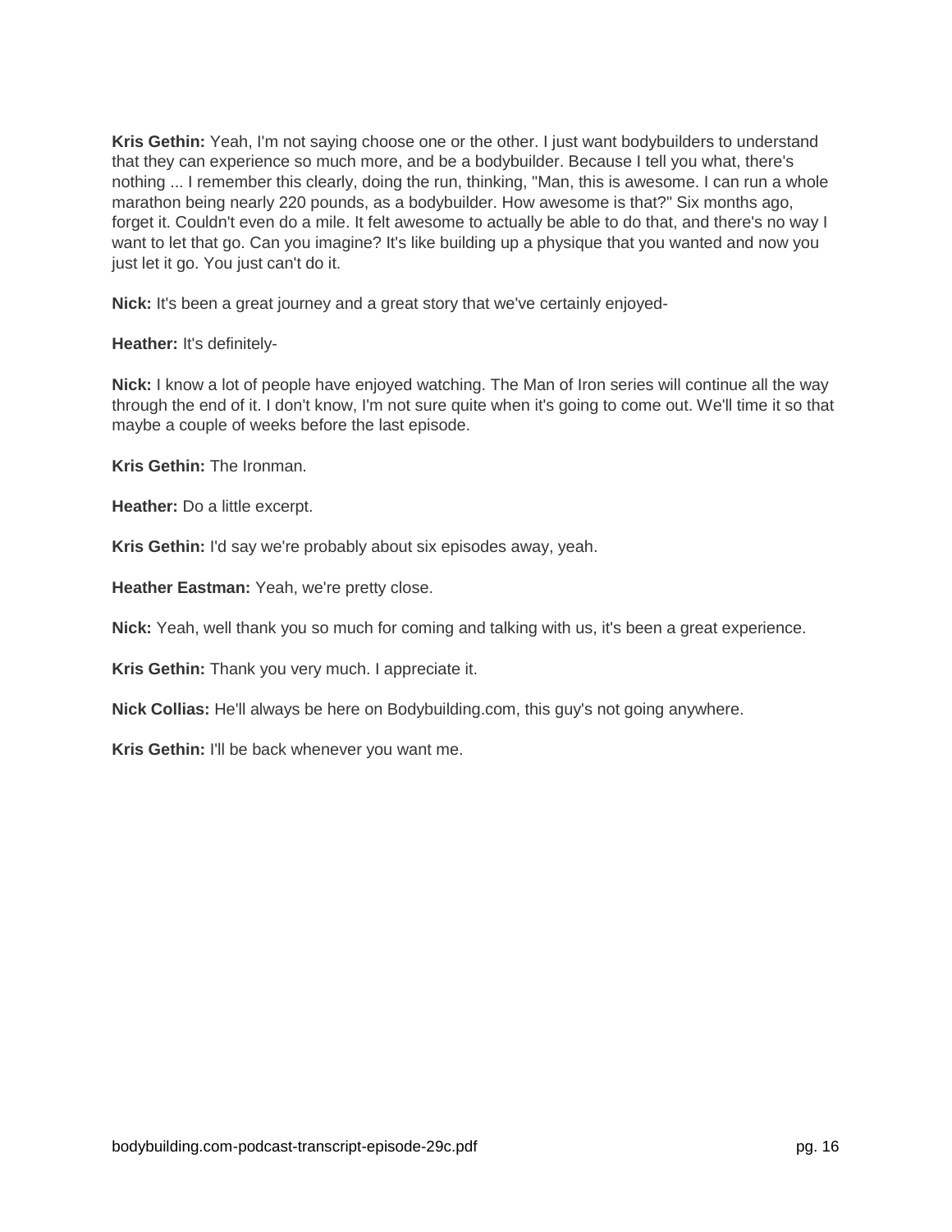**Kris Gethin:** Yeah, I'm not saying choose one or the other. I just want bodybuilders to understand that they can experience so much more, and be a bodybuilder. Because I tell you what, there's nothing ... I remember this clearly, doing the run, thinking, "Man, this is awesome. I can run a whole marathon being nearly 220 pounds, as a bodybuilder. How awesome is that?" Six months ago, forget it. Couldn't even do a mile. It felt awesome to actually be able to do that, and there's no way I want to let that go. Can you imagine? It's like building up a physique that you wanted and now you just let it go. You just can't do it.

**Nick:** It's been a great journey and a great story that we've certainly enjoyed-

**Heather:** It's definitely-

**Nick:** I know a lot of people have enjoyed watching. The Man of Iron series will continue all the way through the end of it. I don't know, I'm not sure quite when it's going to come out. We'll time it so that maybe a couple of weeks before the last episode.

**Kris Gethin:** The Ironman.

**Heather:** Do a little excerpt.

**Kris Gethin:** I'd say we're probably about six episodes away, yeah.

**Heather Eastman:** Yeah, we're pretty close.

**Nick:** Yeah, well thank you so much for coming and talking with us, it's been a great experience.

**Kris Gethin:** Thank you very much. I appreciate it.

**Nick Collias:** He'll always be here on Bodybuilding.com, this guy's not going anywhere.

**Kris Gethin:** I'll be back whenever you want me.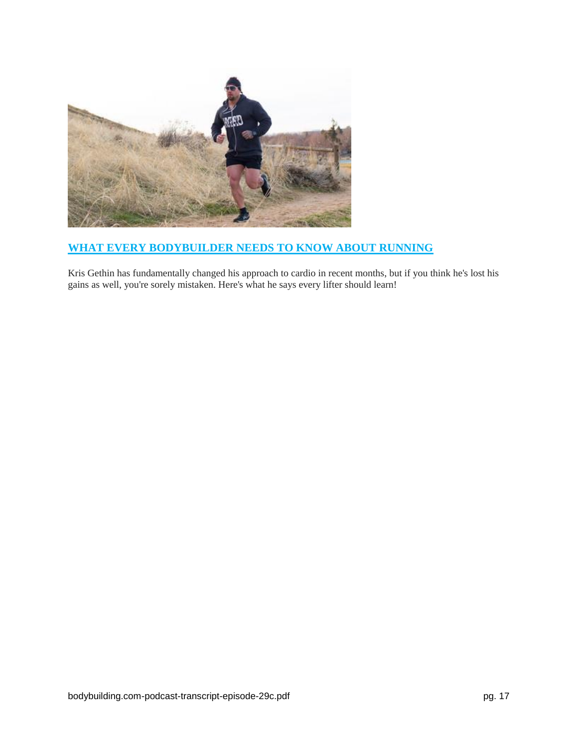## [WHAT EVERY BODYBUILDER NEEDS TO KNOW ABOUT RUNNING]

Kris Gethin has fundamentally changed his approach to cardio in recent months, but if you think he's lost his gains as well, you're sorely mistaken. Here's what he says every lifter should learn!